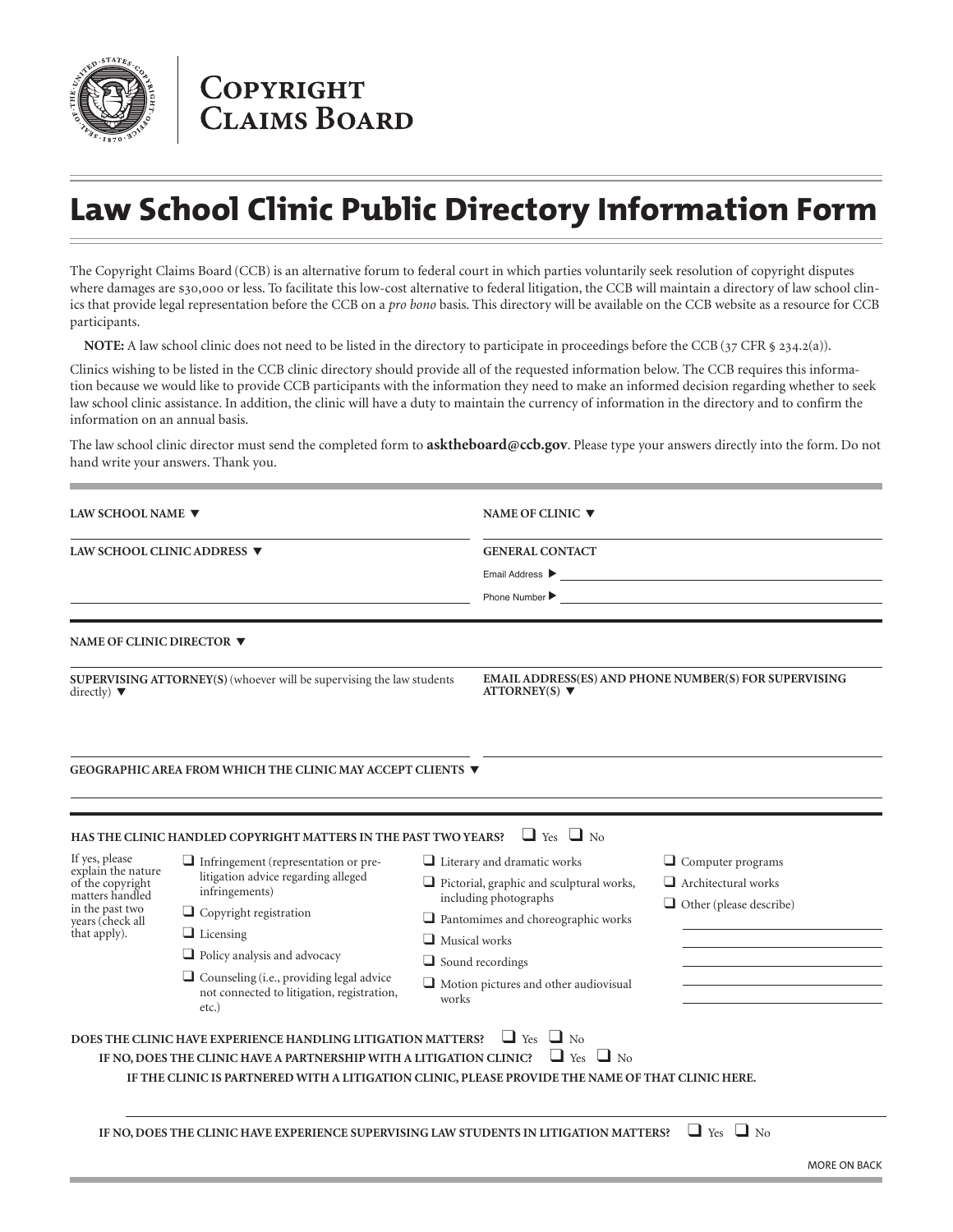**Copyright Claims Board**

# Law School Clinic Public Directory Information Form

The Copyright Claims Board (CCB) is an alternative forum to federal court in which parties voluntarily seek resolution of copyright disputes where damages are $30,000 or less. To facilitate this low-cost alternative to federal litigation, the CCB will maintain a directory of law school clinics that provide legal representation before the CCB on a *pro bono* basis. This directory will be available on the CCB website as a resource for CCB participants.

**NOTE:** A law school clinic does not need to be listed in the directory to participate in proceedings before the CCB (37 CFR § 234.2(a)).

Clinics wishing to be listed in the CCB clinic directory should provide all of the requested information below. The CCB requires this information because we would like to provide CCB participants with the information they need to make an informed decision regarding whether to seek law school clinic assistance. In addition, the clinic will have a duty to maintain the currency of information in the directory and to confirm the information on an annual basis.

The law school clinic director must send the completed form to **asktheboard@ccb.gov**. Please type your answers directly into the form. Do not hand write your answers. Thank you.

**LAW SCHOOL NAME ▼**

**NAME OF CLINIC ▼**

**LAW SCHOOL CLINIC ADDRESS ▼**

**GENERAL CONTACT**

Email Address ▶

Phone Number ▶

**NAME OF CLINIC DIRECTOR ▼**

**SUPERVISING ATTORNEY(S)** (whoever will be supervising the law students directly) ▼

**EMAIL ADDRESS(ES) AND PHONE NUMBER(S) FOR SUPERVISING ATTORNEY(S) ▼**

**GEOGRAPHIC AREA FROM WHICH THE CLINIC MAY ACCEPT CLIENTS ▼**

**HAS THE CLINIC HANDLED COPYRIGHT MATTERS IN THE PAST TWO YEARS?** ❑ Yes ❑ No

If yes, please explain the nature of the copyright matters handled in the past two years (check all that apply).

- ❑ Infringement (representation or pre-litigation advice regarding alleged infringements)
- ❑ Copyright registration
- ❑ Licensing
- ❑ Policy analysis and advocacy
- ❑ Counseling (i.e., providing legal advice not connected to litigation, registration, etc.)
- ❑ Literary and dramatic works
- ❑ Pictorial, graphic and sculptural works, including photographs
- ❑ Pantomimes and choreographic works
- ❑ Musical works
- ❑ Sound recordings
- ❑ Motion pictures and other audiovisual works
- ❑ Computer programs
- ❑ Architectural works
- ❑ Other (please describe)

**DOES THE CLINIC HAVE EXPERIENCE HANDLING LITIGATION MATTERS?** ❑ Yes ❑ No

**IF NO, DOES THE CLINIC HAVE A PARTNERSHIP WITH A LITIGATION CLINIC?** ❑ Yes ❑ No

**IF THE CLINIC IS PARTNERED WITH A LITIGATION CLINIC, PLEASE PROVIDE THE NAME OF THAT CLINIC HERE.**

**IF NO, DOES THE CLINIC HAVE EXPERIENCE SUPERVISING LAW STUDENTS IN LITIGATION MATTERS?** ❑ Yes ❑ No

MORE ON BACK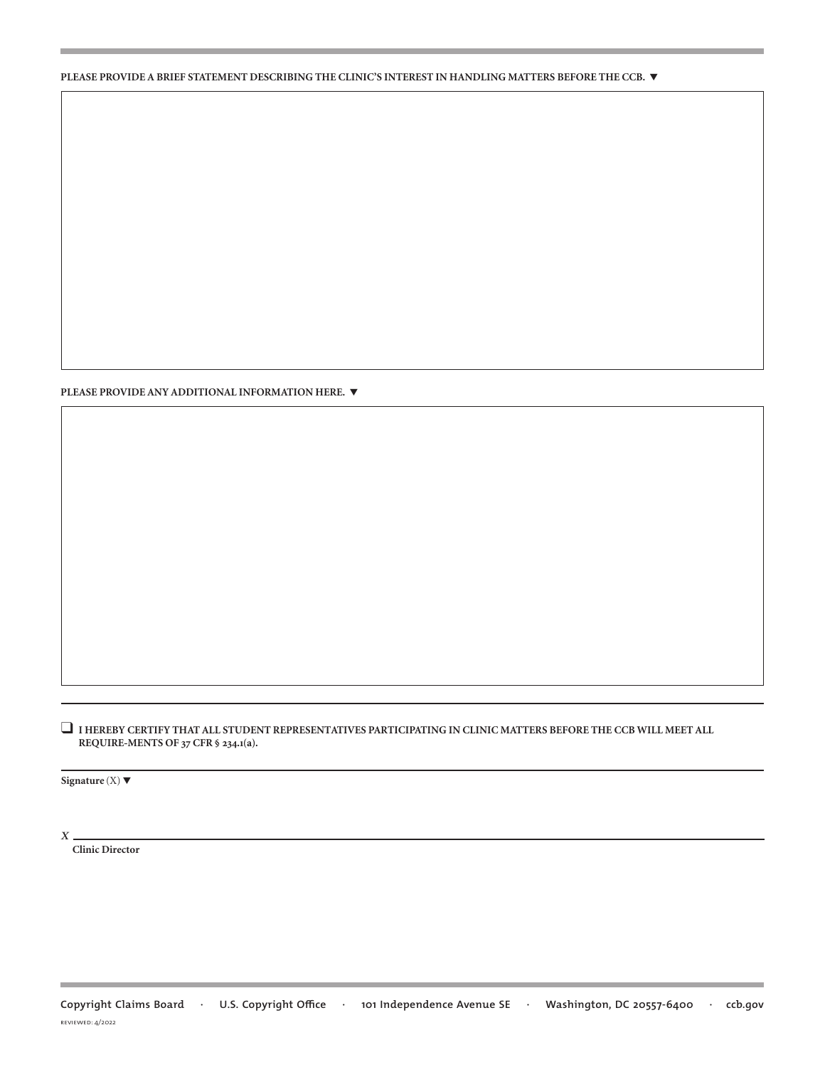**PLEASE PROVIDE A BRIEF STATEMENT DESCRIBING THE CLINIC'S INTEREST IN HANDLING MATTERS BEFORE THE CCB. ▼**

**PLEASE PROVIDE ANY ADDITIONAL INFORMATION HERE. ▼**

❑ **I HEREBY CERTIFY THAT ALL STUDENT REPRESENTATIVES PARTICIPATING IN CLINIC MATTERS BEFORE THE CCB WILL MEET ALL REQUIRE-MENTS OF 37 CFR § 234.1(a).**

**Signature** (X) ▼

*X* \_\_\_\_\_\_\_\_\_\_\_\_\_\_\_\_\_\_\_\_\_\_\_\_\_\_\_\_\_\_\_\_\_\_\_\_\_\_\_\_

**Clinic Director**

Copyright Claims Board · U.S. Copyright Office · 101 Independence Avenue SE · Washington, DC 20557-6400 · ccb.gov

REVIEWED: 4/2022